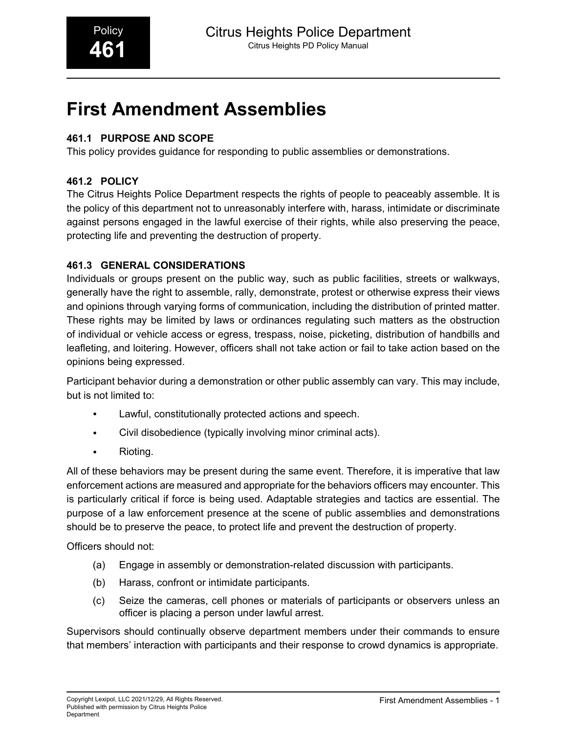# First Amendment Assemblies

### 461.1 PURPOSE AND SCOPE

This policy provides guidance for responding to public assemblies or demonstrations.

### 461.2 POLICY

The Citrus Heights Police Department respects the rights of people to peaceably assemble. It is the policy of this department not to unreasonably interfere with, harass, intimidate or discriminate against persons engaged in the lawful exercise of their rights, while also preserving the peace, protecting life and preventing the destruction of property.

### 461.3 GENERAL CONSIDERATIONS

Individuals or groups present on the public way, such as public facilities, streets or walkways, generally have the right to assemble, rally, demonstrate, protest or otherwise express their views and opinions through varying forms of communication, including the distribution of printed matter. These rights may be limited by laws or ordinances regulating such matters as the obstruction of individual or vehicle access or egress, trespass, noise, picketing, distribution of handbills and leafleting, and loitering. However, officers shall not take action or fail to take action based on the opinions being expressed.

Participant behavior during a demonstration or other public assembly can vary. This may include, but is not limited to:

- Lawful, constitutionally protected actions and speech.
- Civil disobedience (typically involving minor criminal acts).
- Rioting.

All of these behaviors may be present during the same event. Therefore, it is imperative that law enforcement actions are measured and appropriate for the behaviors officers may encounter. This is particularly critical if force is being used. Adaptable strategies and tactics are essential. The purpose of a law enforcement presence at the scene of public assemblies and demonstrations should be to preserve the peace, to protect life and prevent the destruction of property.

Officers should not:

(a) Engage in assembly or demonstration-related discussion with participants.

(b) Harass, confront or intimidate participants.

(c) Seize the cameras, cell phones or materials of participants or observers unless an officer is placing a person under lawful arrest.

Supervisors should continually observe department members under their commands to ensure that members' interaction with participants and their response to crowd dynamics is appropriate.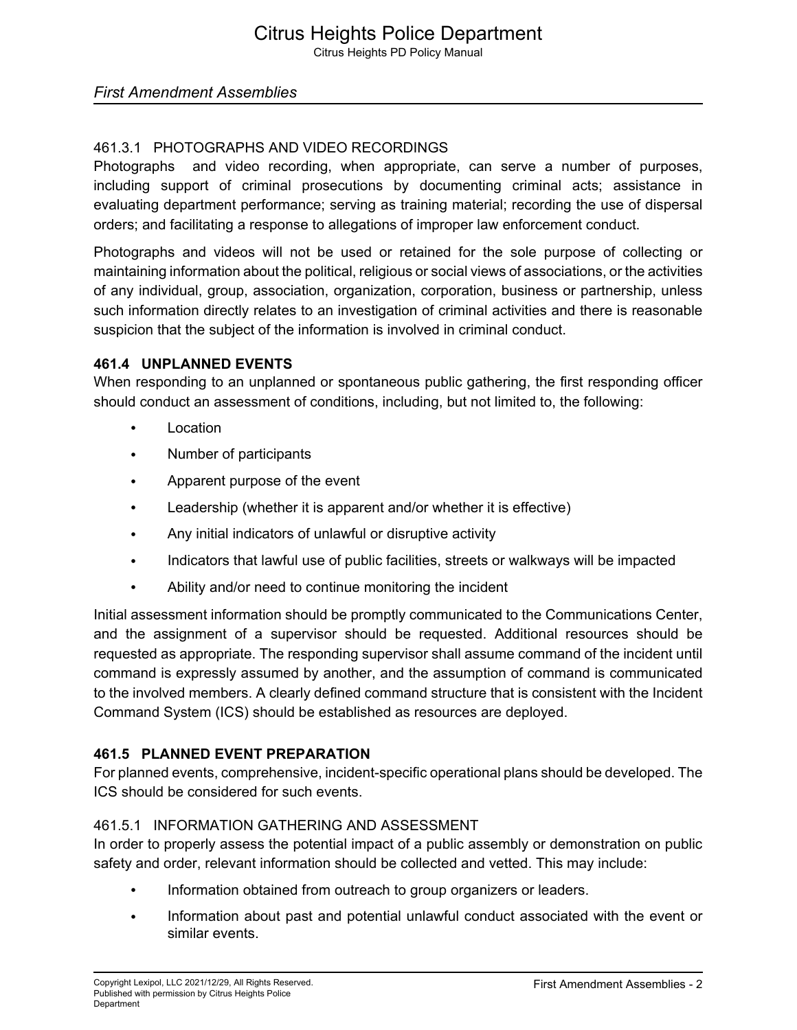#### 461.3.1 PHOTOGRAPHS AND VIDEO RECORDINGS

Photographs and video recording, when appropriate, can serve a number of purposes, including support of criminal prosecutions by documenting criminal acts; assistance in evaluating department performance; serving as training material; recording the use of dispersal orders; and facilitating a response to allegations of improper law enforcement conduct.

Photographs and videos will not be used or retained for the sole purpose of collecting or maintaining information about the political, religious or social views of associations, or the activities of any individual, group, association, organization, corporation, business or partnership, unless such information directly relates to an investigation of criminal activities and there is reasonable suspicion that the subject of the information is involved in criminal conduct.

### 461.4 UNPLANNED EVENTS

When responding to an unplanned or spontaneous public gathering, the first responding officer should conduct an assessment of conditions, including, but not limited to, the following:

- Location
- Number of participants
- Apparent purpose of the event
- Leadership (whether it is apparent and/or whether it is effective)
- Any initial indicators of unlawful or disruptive activity
- Indicators that lawful use of public facilities, streets or walkways will be impacted
- Ability and/or need to continue monitoring the incident

Initial assessment information should be promptly communicated to the Communications Center, and the assignment of a supervisor should be requested. Additional resources should be requested as appropriate. The responding supervisor shall assume command of the incident until command is expressly assumed by another, and the assumption of command is communicated to the involved members. A clearly defined command structure that is consistent with the Incident Command System (ICS) should be established as resources are deployed.

### 461.5 PLANNED EVENT PREPARATION

For planned events, comprehensive, incident-specific operational plans should be developed. The ICS should be considered for such events.

#### 461.5.1 INFORMATION GATHERING AND ASSESSMENT

In order to properly assess the potential impact of a public assembly or demonstration on public safety and order, relevant information should be collected and vetted. This may include:

- Information obtained from outreach to group organizers or leaders.
- Information about past and potential unlawful conduct associated with the event or similar events.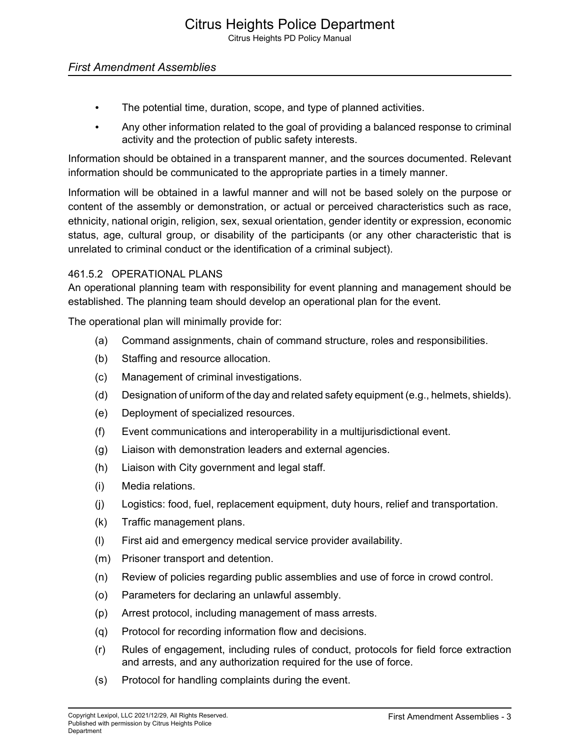- The potential time, duration, scope, and type of planned activities.
- Any other information related to the goal of providing a balanced response to criminal activity and the protection of public safety interests.

Information should be obtained in a transparent manner, and the sources documented. Relevant information should be communicated to the appropriate parties in a timely manner.

Information will be obtained in a lawful manner and will not be based solely on the purpose or content of the assembly or demonstration, or actual or perceived characteristics such as race, ethnicity, national origin, religion, sex, sexual orientation, gender identity or expression, economic status, age, cultural group, or disability of the participants (or any other characteristic that is unrelated to criminal conduct or the identification of a criminal subject).

### 461.5.2 OPERATIONAL PLANS

An operational planning team with responsibility for event planning and management should be established. The planning team should develop an operational plan for the event.

The operational plan will minimally provide for:

(a) Command assignments, chain of command structure, roles and responsibilities.

(b) Staffing and resource allocation.

(c) Management of criminal investigations.

(d) Designation of uniform of the day and related safety equipment (e.g., helmets, shields).

(e) Deployment of specialized resources.

(f) Event communications and interoperability in a multijurisdictional event.

(g) Liaison with demonstration leaders and external agencies.

(h) Liaison with City government and legal staff.

(i) Media relations.

(j) Logistics: food, fuel, replacement equipment, duty hours, relief and transportation.

(k) Traffic management plans.

(l) First aid and emergency medical service provider availability.

(m) Prisoner transport and detention.

(n) Review of policies regarding public assemblies and use of force in crowd control.

(o) Parameters for declaring an unlawful assembly.

(p) Arrest protocol, including management of mass arrests.

(q) Protocol for recording information flow and decisions.

(r) Rules of engagement, including rules of conduct, protocols for field force extraction and arrests, and any authorization required for the use of force.

(s) Protocol for handling complaints during the event.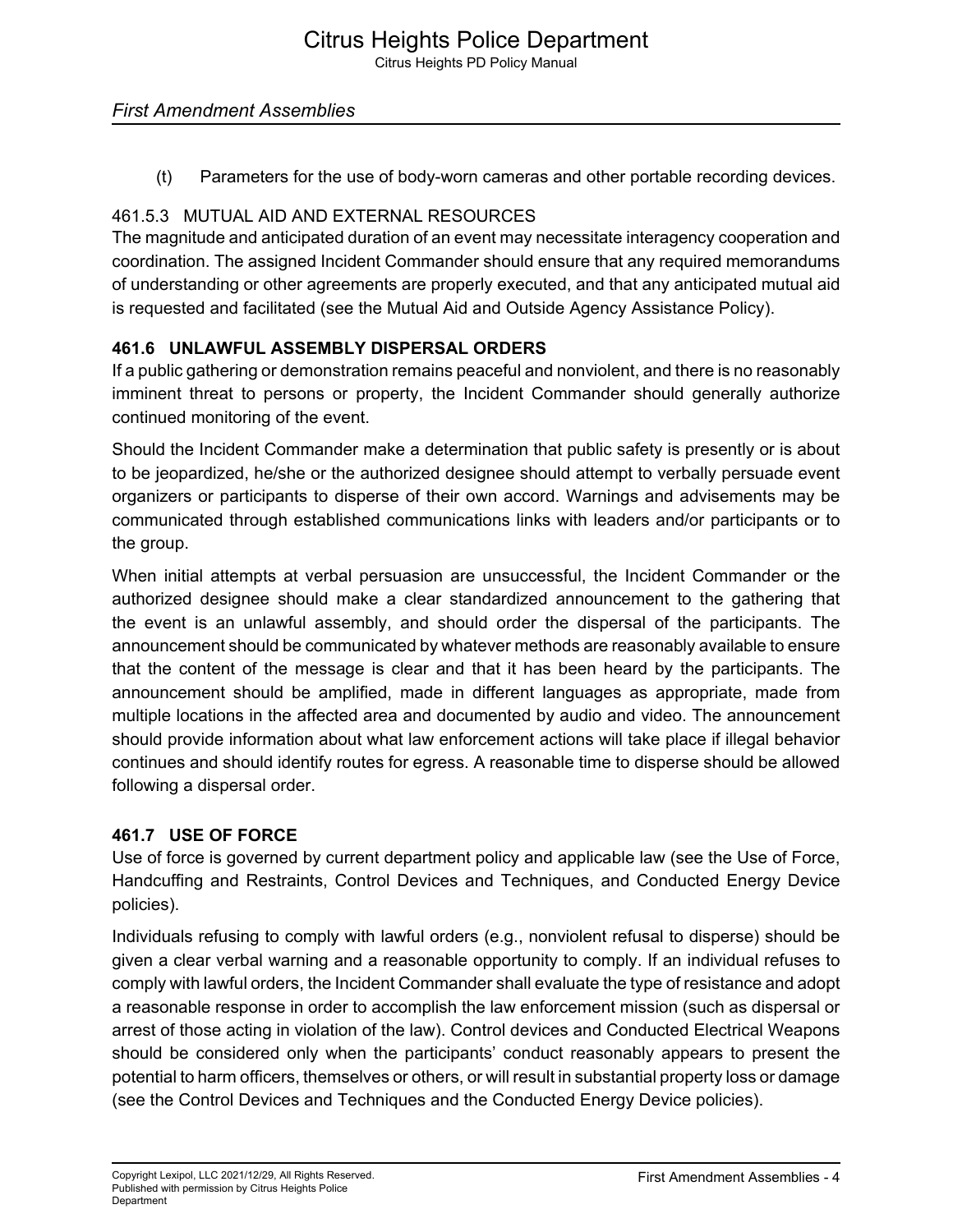(t) Parameters for the use of body-worn cameras and other portable recording devices.

#### 461.5.3 MUTUAL AID AND EXTERNAL RESOURCES

The magnitude and anticipated duration of an event may necessitate interagency cooperation and coordination. The assigned Incident Commander should ensure that any required memorandums of understanding or other agreements are properly executed, and that any anticipated mutual aid is requested and facilitated (see the Mutual Aid and Outside Agency Assistance Policy).

### 461.6 UNLAWFUL ASSEMBLY DISPERSAL ORDERS

If a public gathering or demonstration remains peaceful and nonviolent, and there is no reasonably imminent threat to persons or property, the Incident Commander should generally authorize continued monitoring of the event.

Should the Incident Commander make a determination that public safety is presently or is about to be jeopardized, he/she or the authorized designee should attempt to verbally persuade event organizers or participants to disperse of their own accord. Warnings and advisements may be communicated through established communications links with leaders and/or participants or to the group.

When initial attempts at verbal persuasion are unsuccessful, the Incident Commander or the authorized designee should make a clear standardized announcement to the gathering that the event is an unlawful assembly, and should order the dispersal of the participants. The announcement should be communicated by whatever methods are reasonably available to ensure that the content of the message is clear and that it has been heard by the participants. The announcement should be amplified, made in different languages as appropriate, made from multiple locations in the affected area and documented by audio and video. The announcement should provide information about what law enforcement actions will take place if illegal behavior continues and should identify routes for egress. A reasonable time to disperse should be allowed following a dispersal order.

### 461.7 USE OF FORCE

Use of force is governed by current department policy and applicable law (see the Use of Force, Handcuffing and Restraints, Control Devices and Techniques, and Conducted Energy Device policies).

Individuals refusing to comply with lawful orders (e.g., nonviolent refusal to disperse) should be given a clear verbal warning and a reasonable opportunity to comply. If an individual refuses to comply with lawful orders, the Incident Commander shall evaluate the type of resistance and adopt a reasonable response in order to accomplish the law enforcement mission (such as dispersal or arrest of those acting in violation of the law). Control devices and Conducted Electrical Weapons should be considered only when the participants' conduct reasonably appears to present the potential to harm officers, themselves or others, or will result in substantial property loss or damage (see the Control Devices and Techniques and the Conducted Energy Device policies).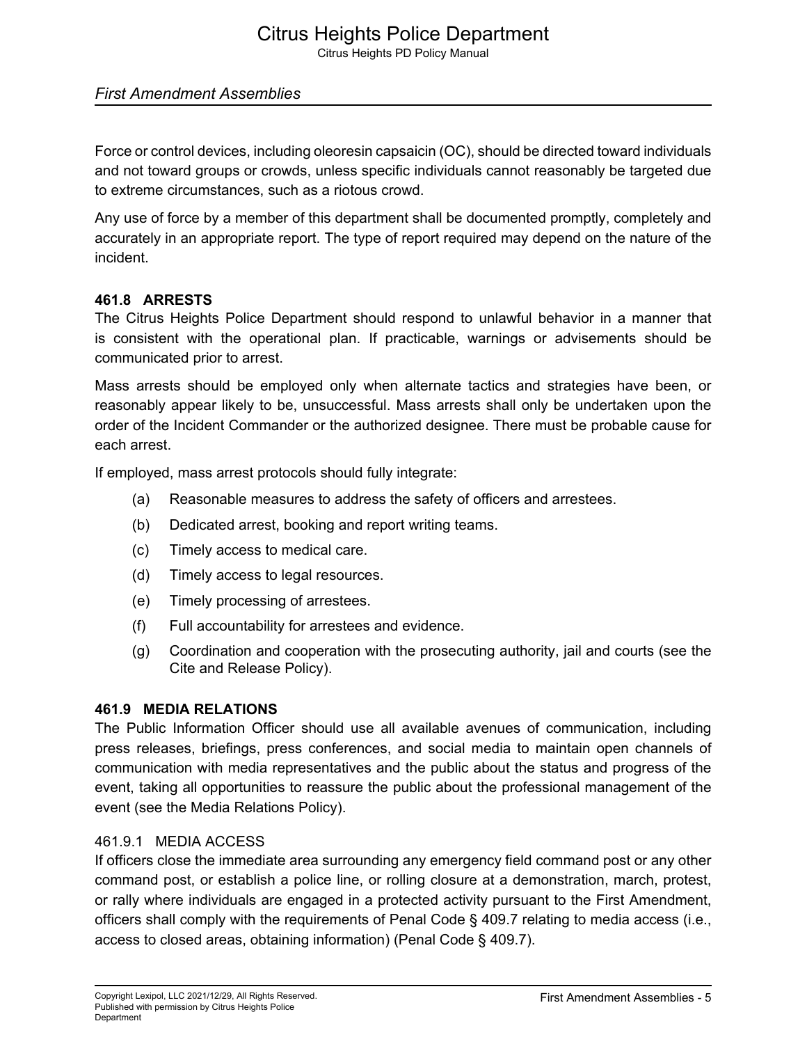Force or control devices, including oleoresin capsaicin (OC), should be directed toward individuals and not toward groups or crowds, unless specific individuals cannot reasonably be targeted due to extreme circumstances, such as a riotous crowd.

Any use of force by a member of this department shall be documented promptly, completely and accurately in an appropriate report. The type of report required may depend on the nature of the incident.

## 461.8 ARRESTS

The Citrus Heights Police Department should respond to unlawful behavior in a manner that is consistent with the operational plan. If practicable, warnings or advisements should be communicated prior to arrest.

Mass arrests should be employed only when alternate tactics and strategies have been, or reasonably appear likely to be, unsuccessful. Mass arrests shall only be undertaken upon the order of the Incident Commander or the authorized designee. There must be probable cause for each arrest.

If employed, mass arrest protocols should fully integrate:

(a) Reasonable measures to address the safety of officers and arrestees.

(b) Dedicated arrest, booking and report writing teams.

(c) Timely access to medical care.

(d) Timely access to legal resources.

(e) Timely processing of arrestees.

(f) Full accountability for arrestees and evidence.

(g) Coordination and cooperation with the prosecuting authority, jail and courts (see the Cite and Release Policy).

## 461.9 MEDIA RELATIONS

The Public Information Officer should use all available avenues of communication, including press releases, briefings, press conferences, and social media to maintain open channels of communication with media representatives and the public about the status and progress of the event, taking all opportunities to reassure the public about the professional management of the event (see the Media Relations Policy).

### 461.9.1 MEDIA ACCESS

If officers close the immediate area surrounding any emergency field command post or any other command post, or establish a police line, or rolling closure at a demonstration, march, protest, or rally where individuals are engaged in a protected activity pursuant to the First Amendment, officers shall comply with the requirements of Penal Code § 409.7 relating to media access (i.e., access to closed areas, obtaining information) (Penal Code § 409.7).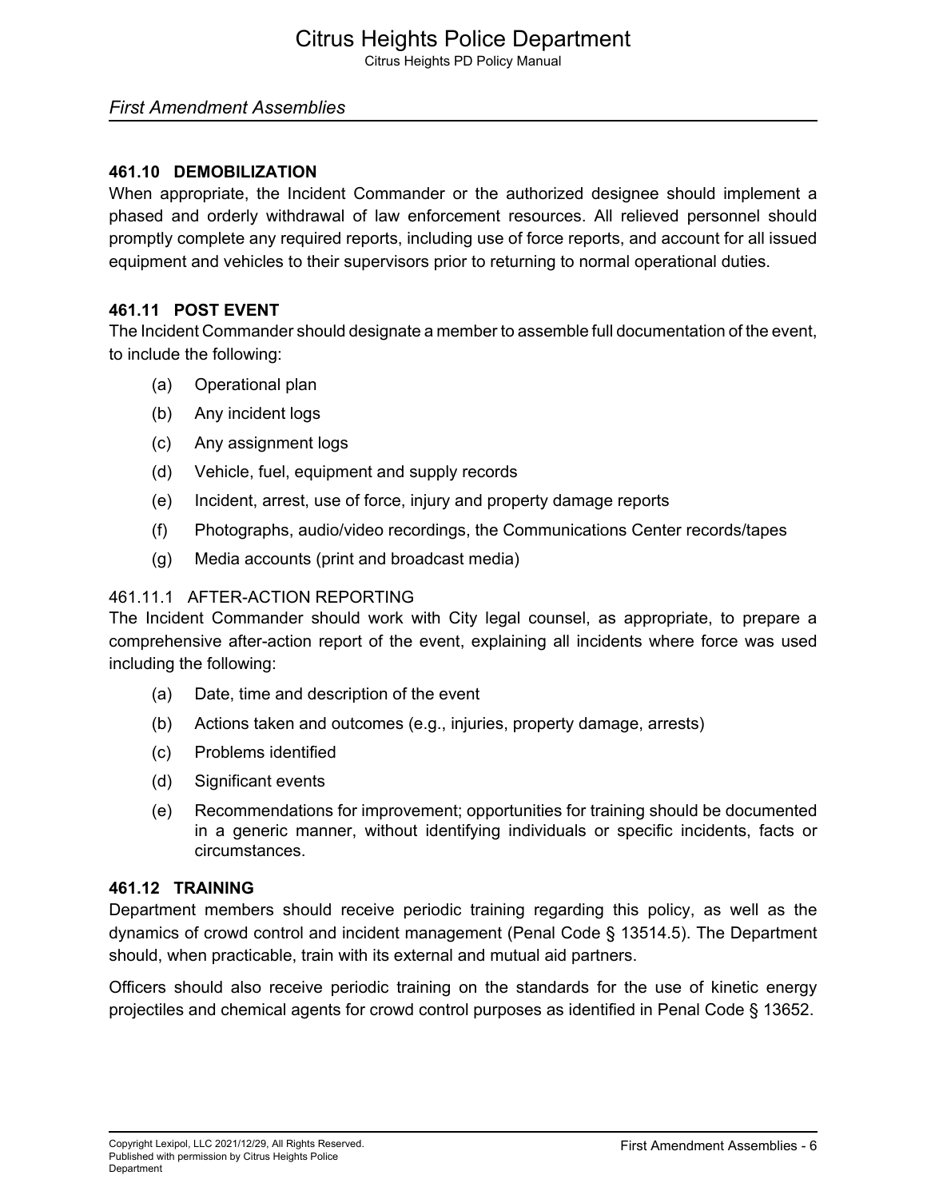### 461.10 DEMOBILIZATION

When appropriate, the Incident Commander or the authorized designee should implement a phased and orderly withdrawal of law enforcement resources. All relieved personnel should promptly complete any required reports, including use of force reports, and account for all issued equipment and vehicles to their supervisors prior to returning to normal operational duties.

### 461.11 POST EVENT

The Incident Commander should designate a member to assemble full documentation of the event, to include the following:

(a) Operational plan

(b) Any incident logs

(c) Any assignment logs

(d) Vehicle, fuel, equipment and supply records

(e) Incident, arrest, use of force, injury and property damage reports

(f) Photographs, audio/video recordings, the Communications Center records/tapes

(g) Media accounts (print and broadcast media)

#### 461.11.1 AFTER-ACTION REPORTING

The Incident Commander should work with City legal counsel, as appropriate, to prepare a comprehensive after-action report of the event, explaining all incidents where force was used including the following:

(a) Date, time and description of the event

(b) Actions taken and outcomes (e.g., injuries, property damage, arrests)

(c) Problems identified

(d) Significant events

(e) Recommendations for improvement; opportunities for training should be documented in a generic manner, without identifying individuals or specific incidents, facts or circumstances.

### 461.12 TRAINING

Department members should receive periodic training regarding this policy, as well as the dynamics of crowd control and incident management (Penal Code § 13514.5). The Department should, when practicable, train with its external and mutual aid partners.

Officers should also receive periodic training on the standards for the use of kinetic energy projectiles and chemical agents for crowd control purposes as identified in Penal Code § 13652.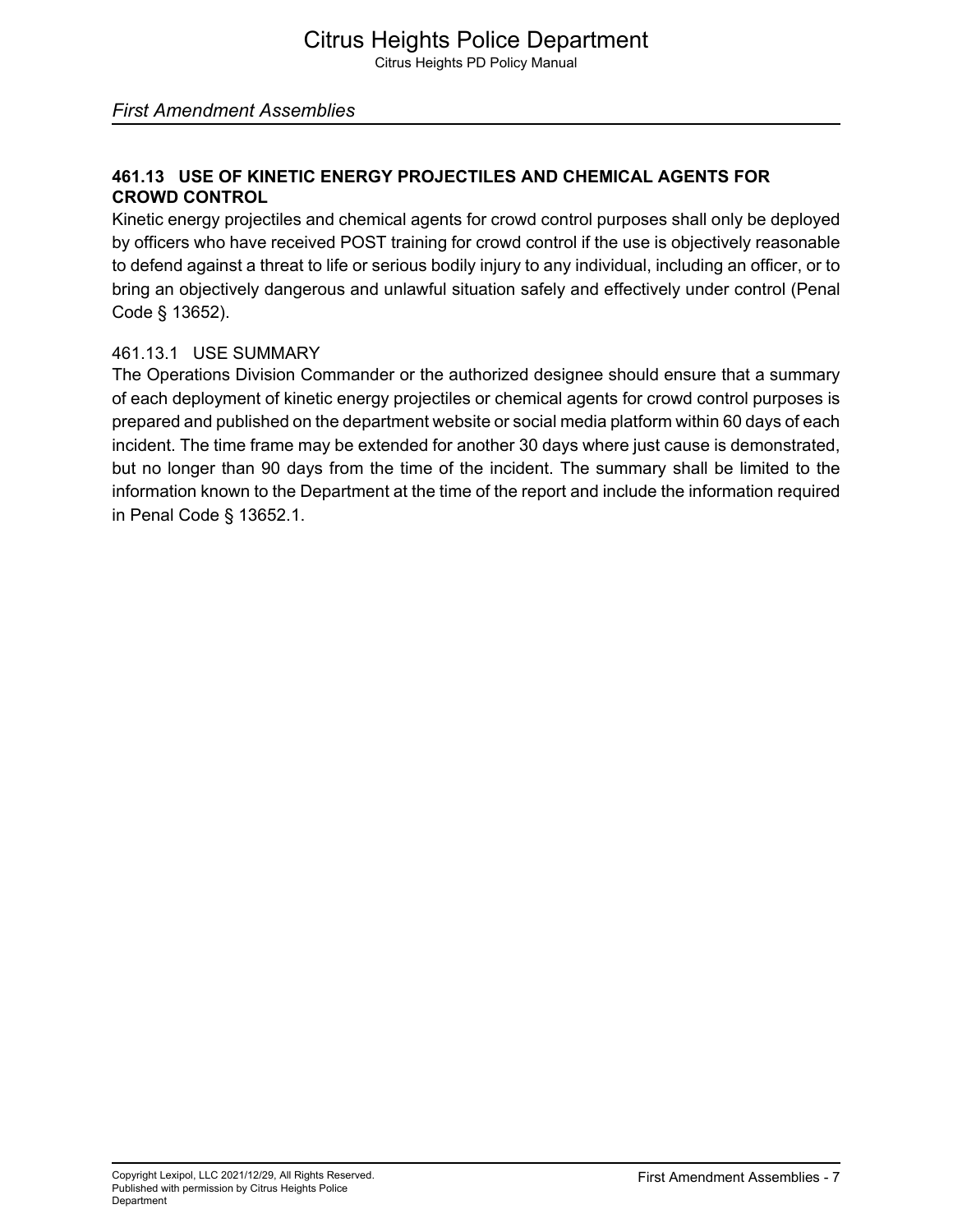### 461.13 USE OF KINETIC ENERGY PROJECTILES AND CHEMICAL AGENTS FOR CROWD CONTROL

Kinetic energy projectiles and chemical agents for crowd control purposes shall only be deployed by officers who have received POST training for crowd control if the use is objectively reasonable to defend against a threat to life or serious bodily injury to any individual, including an officer, or to bring an objectively dangerous and unlawful situation safely and effectively under control (Penal Code § 13652).

#### 461.13.1 USE SUMMARY

The Operations Division Commander or the authorized designee should ensure that a summary of each deployment of kinetic energy projectiles or chemical agents for crowd control purposes is prepared and published on the department website or social media platform within 60 days of each incident. The time frame may be extended for another 30 days where just cause is demonstrated, but no longer than 90 days from the time of the incident. The summary shall be limited to the information known to the Department at the time of the report and include the information required in Penal Code § 13652.1.